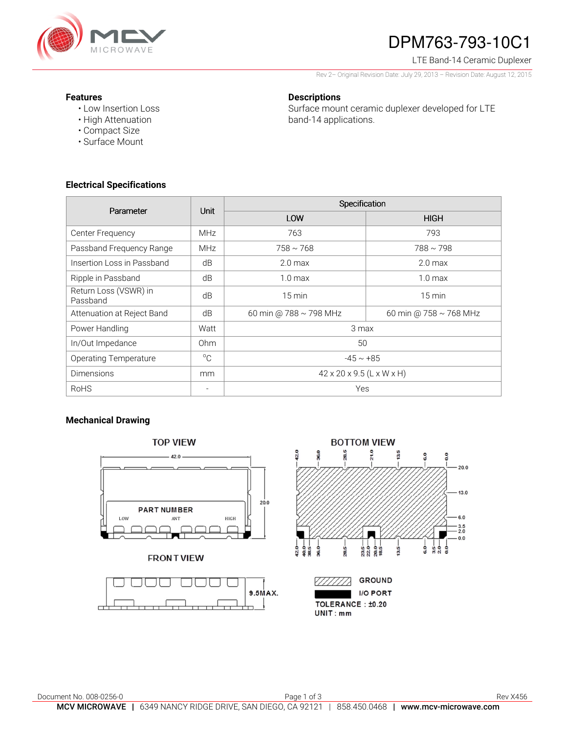# DPM763-793-10C1

LTE Band-14 Ceramic Duplexer

Rev 2– Original Revision Date: July 29, 2013 – Revision Date: August 12, 2015

### Features

- Low Insertion Loss
- High Attenuation
- Compact Size
- Surface Mount

### Descriptions

Surface mount ceramic duplexer developed for LTE band-14 applications.

### Electrical Specifications

| Parameter | Unit | Specification | |
|---|---|---|---|
| | | LOW | HIGH |
| Center Frequency | MHz | 763 | 793 |
| Passband Frequency Range | MHz | 758 ~ 768 | 788 ~ 798 |
| Insertion Loss in Passband | dB | 2.0 max | 2.0 max |
| Ripple in Passband | dB | 1.0 max | 1.0 max |
| Return Loss (VSWR) in Passband | dB | 15 min | 15 min |
| Attenuation at Reject Band | dB | 60 min @ 788 ~ 798 MHz | 60 min @ 758 ~ 768 MHz |
| Power Handling | Watt | 3 max | |
| In/Out Impedance | Ohm | 50 | |
| Operating Temperature | °C | -45 ~ +85 | |
| Dimensions | mm | 42 x 20 x 9.5 (L x W x H) | |
| RoHS | - | Yes | |

### Mechanical Drawing

TOP VIEW

FRONT VIEW

BOTTOM VIEW

GROUND

I/O PORT

TOLERANCE : ±0.20

UNIT : mm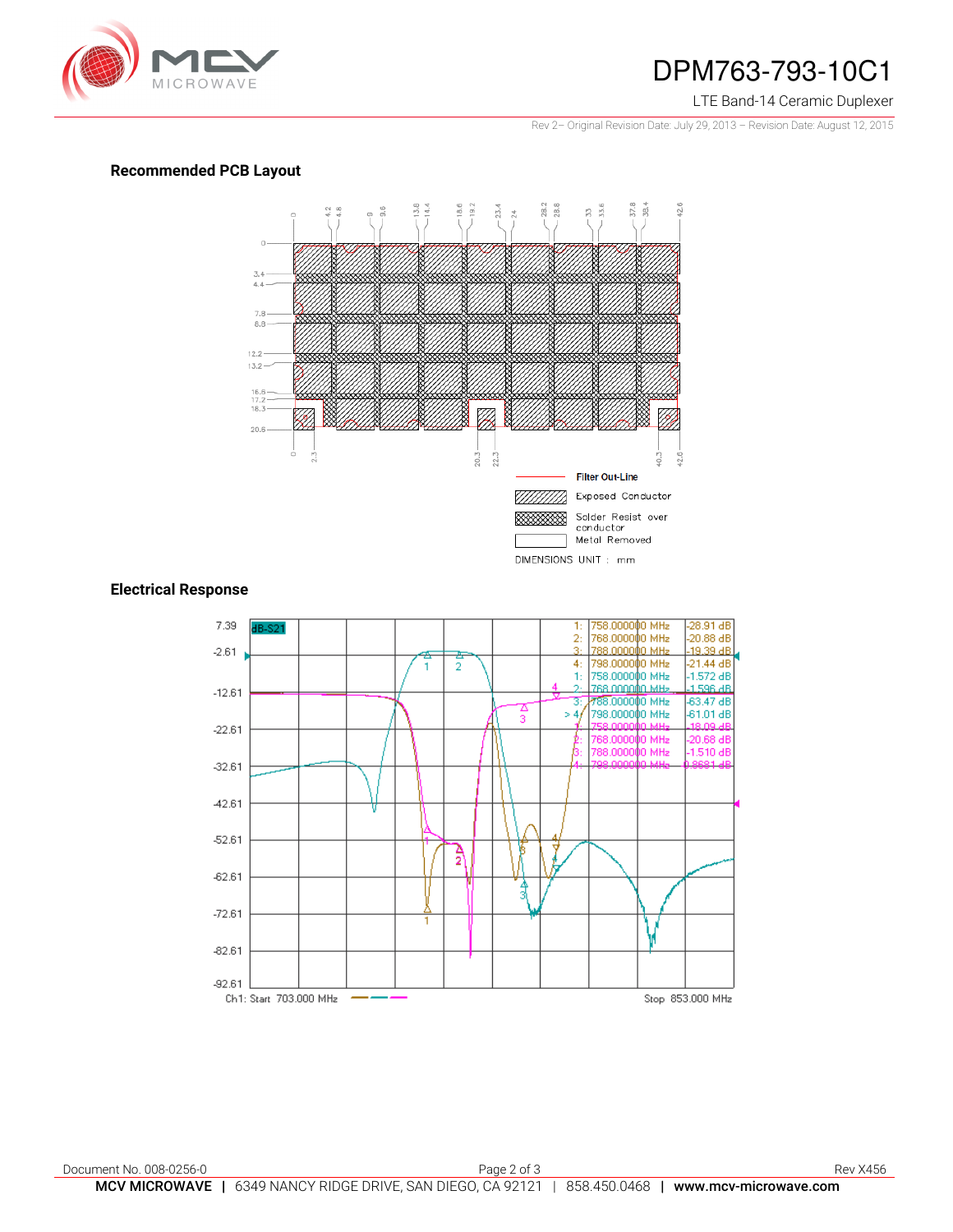## Recommended PCB Layout

Filter Out-Line

Exposed Conductor

Solder Resist over conductor

Metal Removed

DIMENSIONS UNIT : mm

## Electrical Response

| Marker | Frequency | Value |
|---|---|---|
| 1: | 758.000000 MHz | -28.91 dB |
| 2: | 768.000000 MHz | -20.88 dB |
| 3: | 788.000000 MHz | -19.39 dB |
| 4: | 798.000000 MHz | -21.44 dB |
| 1: | 758.000000 MHz | -1.572 dB |
| 2: | 768.000000 MHz | -1.596 dB |
| 3: | 788.000000 MHz | -63.47 dB |
| > 4: | 798.000000 MHz | -61.01 dB |
| 1: | 758.000000 MHz | -18.09 dB |
| 2: | 768.000000 MHz | -20.68 dB |
| 3: | 788.000000 MHz | -1.510 dB |
| 4: | 798.000000 MHz | 0.8681 dB |

Ch1: Start 703.000 MHz — Stop 853.000 MHz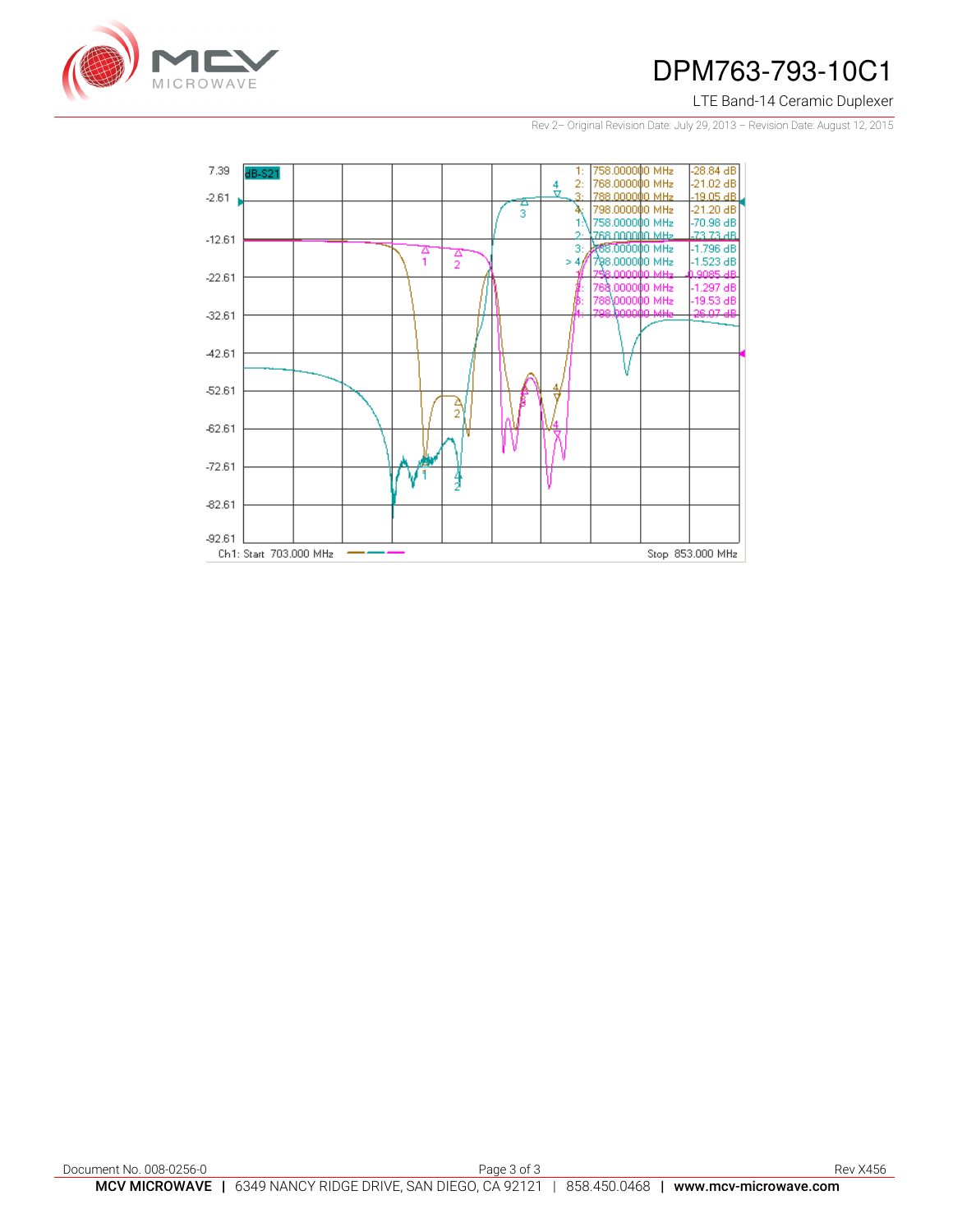# DPM763-793-10C1

LTE Band-14 Ceramic Duplexer

Rev 2– Original Revision Date: July 29, 2013 – Revision Date: August 12, 2015

dB-S21

7.39
-2.61
-12.61
-22.61
-32.61
-42.61
-52.61
-62.61
-72.61
-82.61
-92.61

1: 758.000000 MHz -28.84 dB
2: 768.000000 MHz -21.02 dB
3: 788.000000 MHz -19.05 dB
4: 798.000000 MHz -21.20 dB
1: 758.000000 MHz -70.98 dB
2: 768.000000 MHz -73.73 dB
3: 788.000000 MHz -1.796 dB
> 4: 798.000000 MHz -1.523 dB
1: 758.000000 MHz -0.9085 dB
2: 768.000000 MHz -1.297 dB
3: 788.000000 MHz -19.53 dB
4: 798.000000 MHz -26.07 dB

Ch1: Start 703.000 MHz
Stop 853.000 MHz